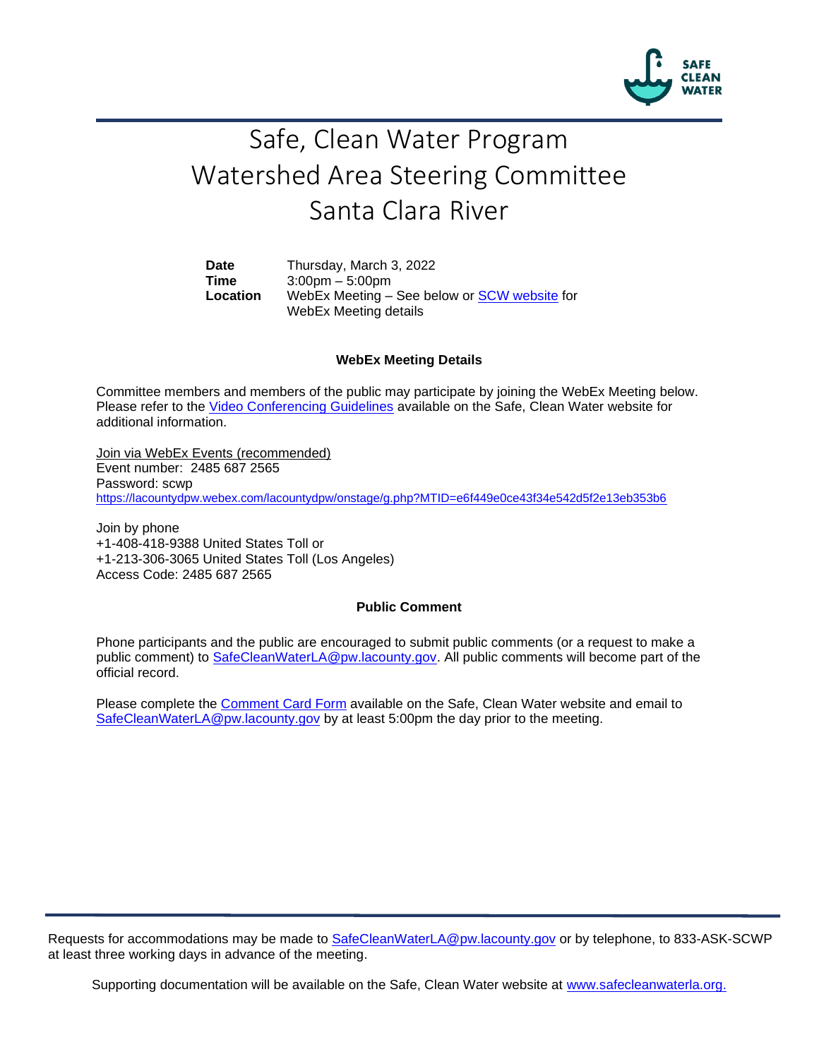SAFE CLEAN WATER

# Safe, Clean Water Program
# Watershed Area Steering Committee
# Santa Clara River

| | |
|---|---|
| **Date** | Thursday, March 3, 2022 |
| **Time** | 3:00pm – 5:00pm |
| **Location** | WebEx Meeting – See below or SCW website for WebEx Meeting details |

### WebEx Meeting Details

Committee members and members of the public may participate by joining the WebEx Meeting below. Please refer to the Video Conferencing Guidelines available on the Safe, Clean Water website for additional information.

Join via WebEx Events (recommended)
Event number: 2485 687 2565
Password: scwp
https://lacountydpw.webex.com/lacountydpw/onstage/g.php?MTID=e6f449e0ce43f34e542d5f2e13eb353b6

Join by phone
+1-408-418-9388 United States Toll or
+1-213-306-3065 United States Toll (Los Angeles)
Access Code: 2485 687 2565

### Public Comment

Phone participants and the public are encouraged to submit public comments (or a request to make a public comment) to SafeCleanWaterLA@pw.lacounty.gov. All public comments will become part of the official record.

Please complete the Comment Card Form available on the Safe, Clean Water website and email to SafeCleanWaterLA@pw.lacounty.gov by at least 5:00pm the day prior to the meeting.

Requests for accommodations may be made to SafeCleanWaterLA@pw.lacounty.gov or by telephone, to 833-ASK-SCWP at least three working days in advance of the meeting.

Supporting documentation will be available on the Safe, Clean Water website at www.safecleanwaterla.org.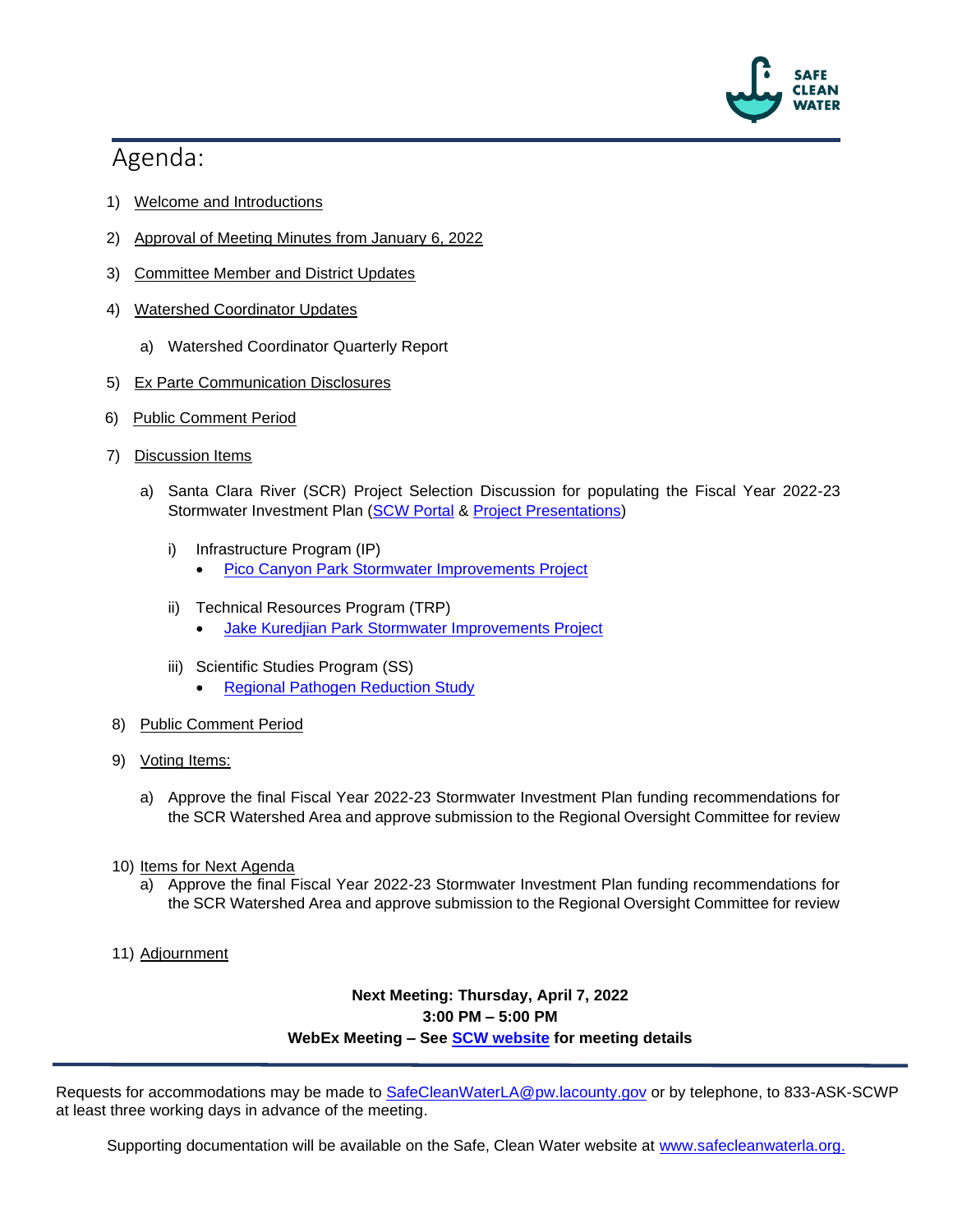# Agenda:

1) Welcome and Introductions
2) Approval of Meeting Minutes from January 6, 2022
3) Committee Member and District Updates
4) Watershed Coordinator Updates
   a) Watershed Coordinator Quarterly Report
5) Ex Parte Communication Disclosures
6) Public Comment Period
7) Discussion Items
   a) Santa Clara River (SCR) Project Selection Discussion for populating the Fiscal Year 2022-23 Stormwater Investment Plan (SCW Portal & Project Presentations)
      i) Infrastructure Program (IP)
         - Pico Canyon Park Stormwater Improvements Project
      ii) Technical Resources Program (TRP)
         - Jake Kuredjian Park Stormwater Improvements Project
      iii) Scientific Studies Program (SS)
         - Regional Pathogen Reduction Study
8) Public Comment Period
9) Voting Items:
   a) Approve the final Fiscal Year 2022-23 Stormwater Investment Plan funding recommendations for the SCR Watershed Area and approve submission to the Regional Oversight Committee for review
10) Items for Next Agenda
    a) Approve the final Fiscal Year 2022-23 Stormwater Investment Plan funding recommendations for the SCR Watershed Area and approve submission to the Regional Oversight Committee for review
11) Adjournment

**Next Meeting: Thursday, April 7, 2022**
**3:00 PM – 5:00 PM**
**WebEx Meeting – See SCW website for meeting details**

Requests for accommodations may be made to SafeCleanWaterLA@pw.lacounty.gov or by telephone, to 833-ASK-SCWP at least three working days in advance of the meeting.

Supporting documentation will be available on the Safe, Clean Water website at www.safecleanwaterla.org.